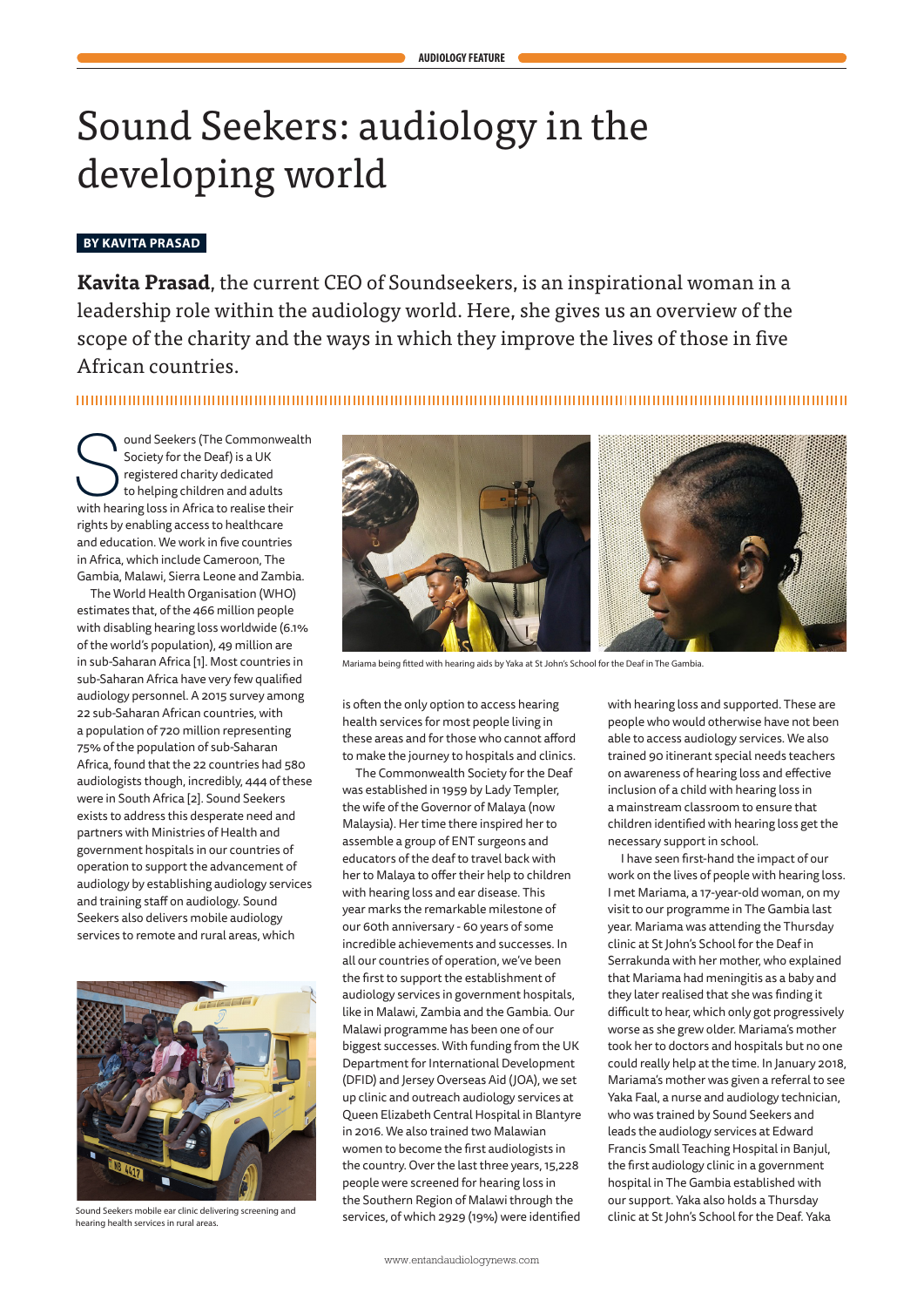# Sound Seekers: audiology in the developing world

**BY KAVITA PRASAD**

**Kavita Prasad**, the current CEO of Soundseekers, is an inspirational woman in a leadership role within the audiology world. Here, she gives us an overview of the scope of the charity and the ways in which they improve the lives of those in five African countries.

Sound Seekers (The Commonwealth Society for the Deaf) is a UK registered charity dedicated to helping children and adults with hearing loss in Africa to realise their rights by enabling access to healthcare and education. We work in five countries in Africa, which include Cameroon, The Gambia, Malawi, Sierra Leone and Zambia.

The World Health Organisation (WHO) estimates that, of the 466 million people with disabling hearing loss worldwide (6.1% of the world's population), 49 million are in sub-Saharan Africa [1]. Most countries in sub-Saharan Africa have very few qualified audiology personnel. A 2015 survey among 22 sub-Saharan African countries, with a population of 720 million representing 75% of the population of sub-Saharan Africa, found that the 22 countries had 580 audiologists though, incredibly, 444 of these were in South Africa [2]. Sound Seekers exists to address this desperate need and partners with Ministries of Health and government hospitals in our countries of operation to support the advancement of audiology by establishing audiology services and training staff on audiology. Sound Seekers also delivers mobile audiology services to remote and rural areas, which is often the only option to access hearing health services for most people living in these areas and for those who cannot afford to make the journey to hospitals and clinics.

Mariama being fitted with hearing aids by Yaka at St John's School for the Deaf in The Gambia.

Sound Seekers mobile ear clinic delivering screening and hearing health services in rural areas.

The Commonwealth Society for the Deaf was established in 1959 by Lady Templer, the wife of the Governor of Malaya (now Malaysia). Her time there inspired her to assemble a group of ENT surgeons and educators of the deaf to travel back with her to Malaya to offer their help to children with hearing loss and ear disease. This year marks the remarkable milestone of our 60th anniversary - 60 years of some incredible achievements and successes. In all our countries of operation, we've been the first to support the establishment of audiology services in government hospitals, like in Malawi, Zambia and the Gambia. Our Malawi programme has been one of our biggest successes. With funding from the UK Department for International Development (DFID) and Jersey Overseas Aid (JOA), we set up clinic and outreach audiology services at Queen Elizabeth Central Hospital in Blantyre in 2016. We also trained two Malawian women to become the first audiologists in the country. Over the last three years, 15,228 people were screened for hearing loss in the Southern Region of Malawi through the services, of which 2929 (19%) were identified with hearing loss and supported. These are people who would otherwise have not been able to access audiology services. We also trained 90 itinerant special needs teachers on awareness of hearing loss and effective inclusion of a child with hearing loss in a mainstream classroom to ensure that children identified with hearing loss get the necessary support in school.

I have seen first-hand the impact of our work on the lives of people with hearing loss. I met Mariama, a 17-year-old woman, on my visit to our programme in The Gambia last year. Mariama was attending the Thursday clinic at St John's School for the Deaf in Serrakunda with her mother, who explained that Mariama had meningitis as a baby and they later realised that she was finding it difficult to hear, which only got progressively worse as she grew older. Mariama's mother took her to doctors and hospitals but no one could really help at the time. In January 2018, Mariama's mother was given a referral to see Yaka Faal, a nurse and audiology technician, who was trained by Sound Seekers and leads the audiology services at Edward Francis Small Teaching Hospital in Banjul, the first audiology clinic in a government hospital in The Gambia established with our support. Yaka also holds a Thursday clinic at St John's School for the Deaf. Yaka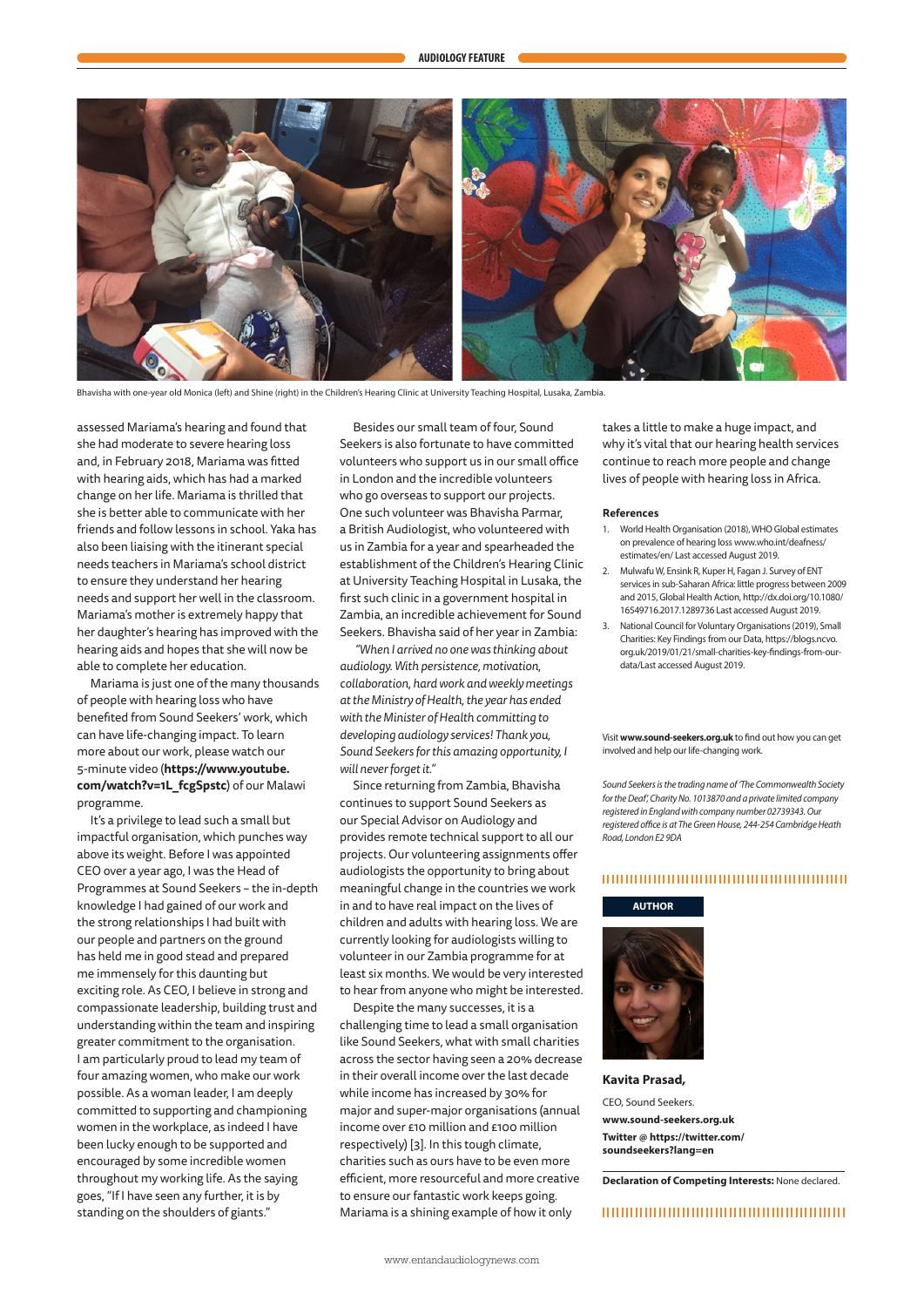Bhavisha with one-year old Monica (left) and Shine (right) in the Children's Hearing Clinic at University Teaching Hospital, Lusaka, Zambia.

assessed Mariama's hearing and found that she had moderate to severe hearing loss and, in February 2018, Mariama was fitted with hearing aids, which has had a marked change on her life. Mariama is thrilled that she is better able to communicate with her friends and follow lessons in school. Yaka has also been liaising with the itinerant special needs teachers in Mariama's school district to ensure they understand her hearing needs and support her well in the classroom. Mariama's mother is extremely happy that her daughter's hearing has improved with the hearing aids and hopes that she will now be able to complete her education.

Mariama is just one of the many thousands of people with hearing loss who have benefited from Sound Seekers' work, which can have life-changing impact. To learn more about our work, please watch our 5-minute video (**https://www.youtube.com/watch?v=1L_fcgSpstc**) of our Malawi programme.

It's a privilege to lead such a small but impactful organisation, which punches way above its weight. Before I was appointed CEO over a year ago, I was the Head of Programmes at Sound Seekers – the in-depth knowledge I had gained of our work and the strong relationships I had built with our people and partners on the ground has held me in good stead and prepared me immensely for this daunting but exciting role. As CEO, I believe in strong and compassionate leadership, building trust and understanding within the team and inspiring greater commitment to the organisation. I am particularly proud to lead my team of four amazing women, who make our work possible. As a woman leader, I am deeply committed to supporting and championing women in the workplace, as indeed I have been lucky enough to be supported and encouraged by some incredible women throughout my working life. As the saying goes, "If I have seen any further, it is by standing on the shoulders of giants."

Besides our small team of four, Sound Seekers is also fortunate to have committed volunteers who support us in our small office in London and the incredible volunteers who go overseas to support our projects. One such volunteer was Bhavisha Parmar, a British Audiologist, who volunteered with us in Zambia for a year and spearheaded the establishment of the Children's Hearing Clinic at University Teaching Hospital in Lusaka, the first such clinic in a government hospital in Zambia, an incredible achievement for Sound Seekers. Bhavisha said of her year in Zambia:

*"When I arrived no one was thinking about audiology. With persistence, motivation, collaboration, hard work and weekly meetings at the Ministry of Health, the year has ended with the Minister of Health committing to developing audiology services! Thank you, Sound Seekers for this amazing opportunity, I will never forget it."*

Since returning from Zambia, Bhavisha continues to support Sound Seekers as our Special Advisor on Audiology and provides remote technical support to all our projects. Our volunteering assignments offer audiologists the opportunity to bring about meaningful change in the countries we work in and to have real impact on the lives of children and adults with hearing loss. We are currently looking for audiologists willing to volunteer in our Zambia programme for at least six months. We would be very interested to hear from anyone who might be interested.

Despite the many successes, it is a challenging time to lead a small organisation like Sound Seekers, what with small charities across the sector having seen a 20% decrease in their overall income over the last decade while income has increased by 30% for major and super-major organisations (annual income over £10 million and £100 million respectively) [3]. In this tough climate, charities such as ours have to be even more efficient, more resourceful and more creative to ensure our fantastic work keeps going. Mariama is a shining example of how it only takes a little to make a huge impact, and why it's vital that our hearing health services continue to reach more people and change lives of people with hearing loss in Africa.

### References

1. World Health Organisation (2018), WHO Global estimates on prevalence of hearing loss www.who.int/deafness/estimates/en/ Last accessed August 2019.
2. Mulwafu W, Ensink R, Kuper H, Fagan J. Survey of ENT services in sub-Saharan Africa: little progress between 2009 and 2015, Global Health Action, http://dx.doi.org/10.1080/16549716.2017.1289736 Last accessed August 2019.
3. National Council for Voluntary Organisations (2019), Small Charities: Key Findings from our Data, https://blogs.ncvo.org.uk/2019/01/21/small-charities-key-findings-from-our-data/Last accessed August 2019.

Visit **www.sound-seekers.org.uk** to find out how you can get involved and help our life-changing work.

*Sound Seekers is the trading name of 'The Commonwealth Society for the Deaf', Charity No. 1013870 and a private limited company registered in England with company number 02739343. Our registered office is at The Green House, 244-254 Cambridge Heath Road, London E2 9DA*

**AUTHOR**

**Kavita Prasad,**

CEO, Sound Seekers.

**www.sound-seekers.org.uk**

**Twitter @ https://twitter.com/soundseekers?lang=en**

**Declaration of Competing Interests:** None declared.